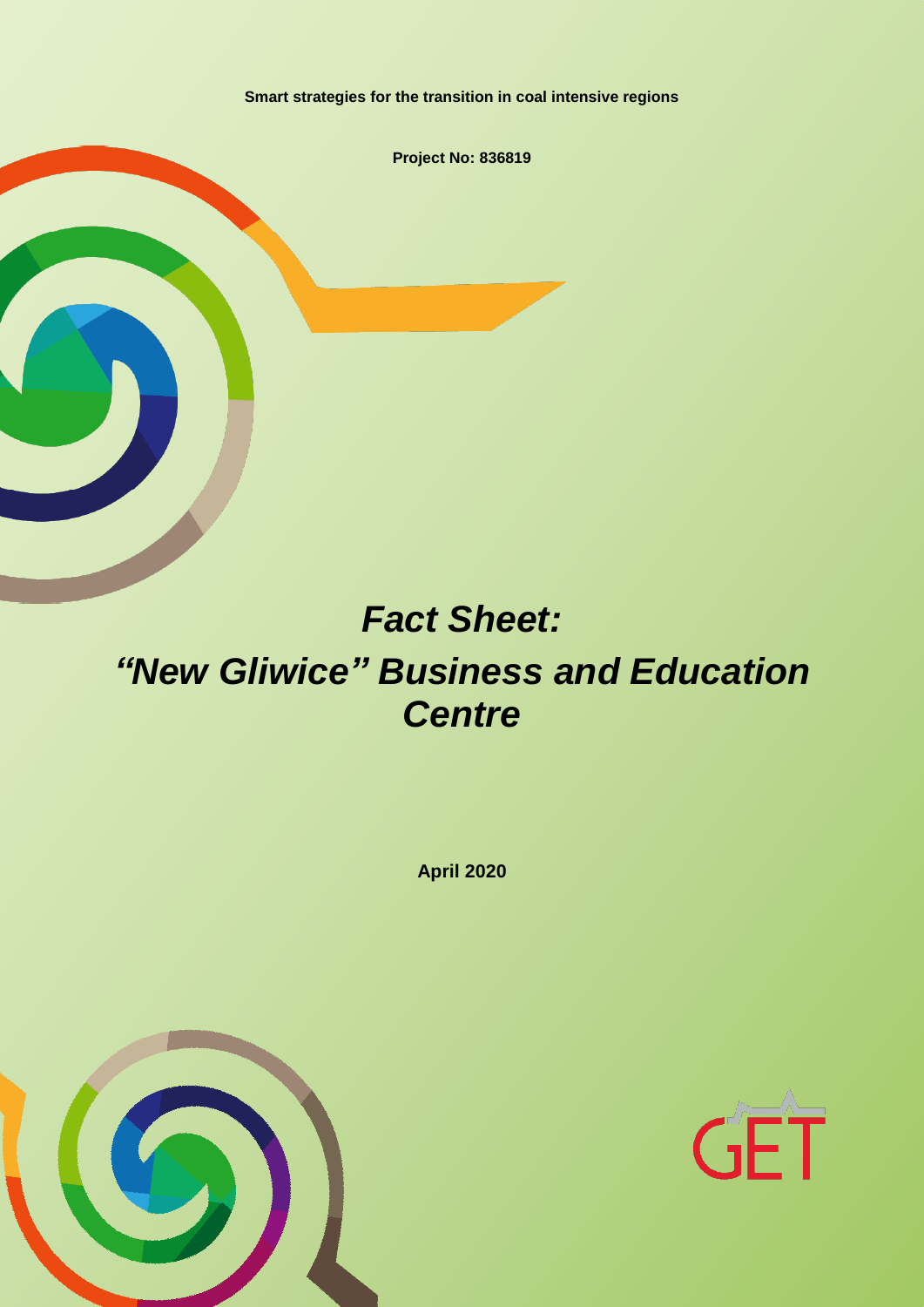Smart strategies for the transition in coal intensive regions

**Project No: 836819**

# *Fact Sheet: "New Gliwice" Business and Education Centre*

**April 2020**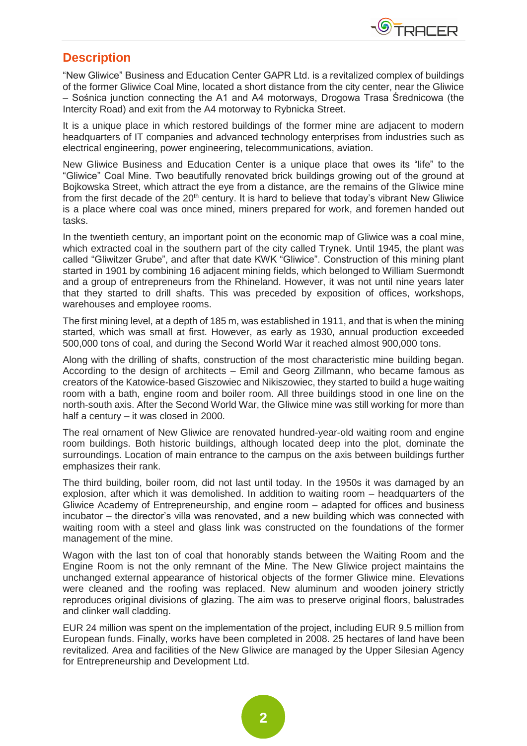## Description

"New Gliwice" Business and Education Center GAPR Ltd. is a revitalized complex of buildings of the former Gliwice Coal Mine, located a short distance from the city center, near the Gliwice – Sośnica junction connecting the A1 and A4 motorways, Drogowa Trasa Średnicowa (the Intercity Road) and exit from the A4 motorway to Rybnicka Street.

It is a unique place in which restored buildings of the former mine are adjacent to modern headquarters of IT companies and advanced technology enterprises from industries such as electrical engineering, power engineering, telecommunications, aviation.

New Gliwice Business and Education Center is a unique place that owes its "life" to the "Gliwice" Coal Mine. Two beautifully renovated brick buildings growing out of the ground at Bojkowska Street, which attract the eye from a distance, are the remains of the Gliwice mine from the first decade of the 20th century. It is hard to believe that today's vibrant New Gliwice is a place where coal was once mined, miners prepared for work, and foremen handed out tasks.

In the twentieth century, an important point on the economic map of Gliwice was a coal mine, which extracted coal in the southern part of the city called Trynek. Until 1945, the plant was called "Gliwitzer Grube", and after that date KWK "Gliwice". Construction of this mining plant started in 1901 by combining 16 adjacent mining fields, which belonged to William Suermondt and a group of entrepreneurs from the Rhineland. However, it was not until nine years later that they started to drill shafts. This was preceded by exposition of offices, workshops, warehouses and employee rooms.

The first mining level, at a depth of 185 m, was established in 1911, and that is when the mining started, which was small at first. However, as early as 1930, annual production exceeded 500,000 tons of coal, and during the Second World War it reached almost 900,000 tons.

Along with the drilling of shafts, construction of the most characteristic mine building began. According to the design of architects – Emil and Georg Zillmann, who became famous as creators of the Katowice-based Giszowiec and Nikiszowiec, they started to build a huge waiting room with a bath, engine room and boiler room. All three buildings stood in one line on the north-south axis. After the Second World War, the Gliwice mine was still working for more than half a century – it was closed in 2000.

The real ornament of New Gliwice are renovated hundred-year-old waiting room and engine room buildings. Both historic buildings, although located deep into the plot, dominate the surroundings. Location of main entrance to the campus on the axis between buildings further emphasizes their rank.

The third building, boiler room, did not last until today. In the 1950s it was damaged by an explosion, after which it was demolished. In addition to waiting room – headquarters of the Gliwice Academy of Entrepreneurship, and engine room – adapted for offices and business incubator – the director's villa was renovated, and a new building which was connected with waiting room with a steel and glass link was constructed on the foundations of the former management of the mine.

Wagon with the last ton of coal that honorably stands between the Waiting Room and the Engine Room is not the only remnant of the Mine. The New Gliwice project maintains the unchanged external appearance of historical objects of the former Gliwice mine. Elevations were cleaned and the roofing was replaced. New aluminum and wooden joinery strictly reproduces original divisions of glazing. The aim was to preserve original floors, balustrades and clinker wall cladding.

EUR 24 million was spent on the implementation of the project, including EUR 9.5 million from European funds. Finally, works have been completed in 2008. 25 hectares of land have been revitalized. Area and facilities of the New Gliwice are managed by the Upper Silesian Agency for Entrepreneurship and Development Ltd.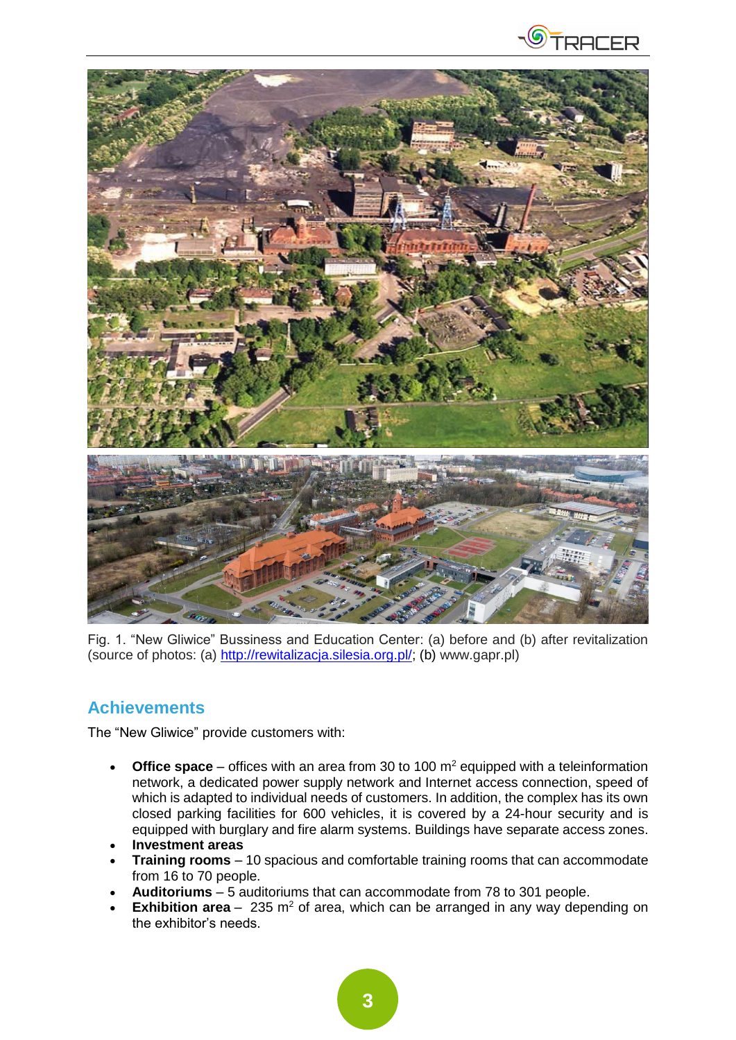Fig. 1. "New Gliwice" Bussiness and Education Center: (a) before and (b) after revitalization (source of photos: (a) http://rewitalizacja.silesia.org.pl/; (b) www.gapr.pl)

## Achievements

The "New Gliwice" provide customers with:

- **Office space** – offices with an area from 30 to 100 $m^2$ equipped with a teleinformation network, a dedicated power supply network and Internet access connection, speed of which is adapted to individual needs of customers. In addition, the complex has its own closed parking facilities for 600 vehicles, it is covered by a 24-hour security and is equipped with burglary and fire alarm systems. Buildings have separate access zones.
- **Investment areas**
- **Training rooms** – 10 spacious and comfortable training rooms that can accommodate from 16 to 70 people.
- **Auditoriums** – 5 auditoriums that can accommodate from 78 to 301 people.
- **Exhibition area** – 235 $m^2$ of area, which can be arranged in any way depending on the exhibitor's needs.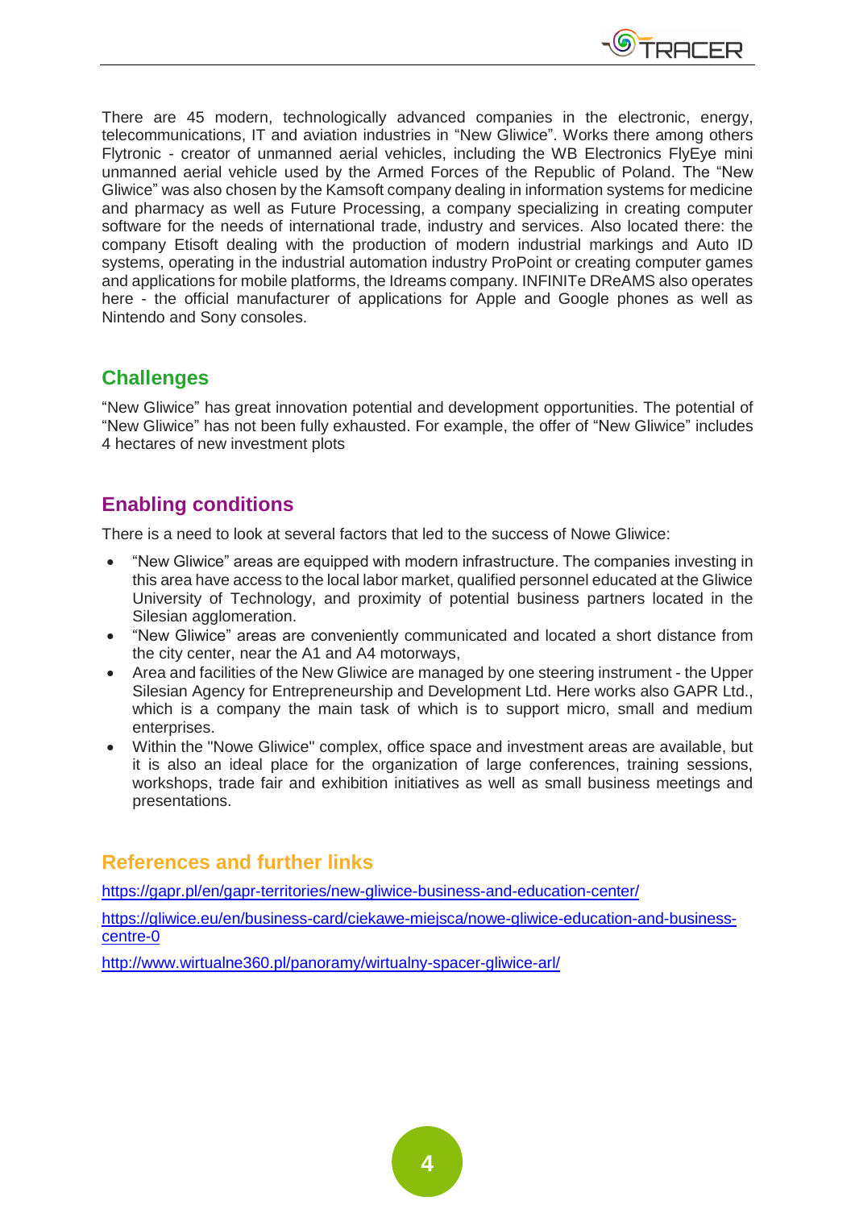There are 45 modern, technologically advanced companies in the electronic, energy, telecommunications, IT and aviation industries in "New Gliwice". Works there among others Flytronic - creator of unmanned aerial vehicles, including the WB Electronics FlyEye mini unmanned aerial vehicle used by the Armed Forces of the Republic of Poland. The "New Gliwice" was also chosen by the Kamsoft company dealing in information systems for medicine and pharmacy as well as Future Processing, a company specializing in creating computer software for the needs of international trade, industry and services. Also located there: the company Etisoft dealing with the production of modern industrial markings and Auto ID systems, operating in the industrial automation industry ProPoint or creating computer games and applications for mobile platforms, the Idreams company. INFINITe DReAMS also operates here - the official manufacturer of applications for Apple and Google phones as well as Nintendo and Sony consoles.

## Challenges

"New Gliwice" has great innovation potential and development opportunities. The potential of "New Gliwice" has not been fully exhausted. For example, the offer of "New Gliwice" includes 4 hectares of new investment plots

## Enabling conditions

There is a need to look at several factors that led to the success of Nowe Gliwice:

- "New Gliwice" areas are equipped with modern infrastructure. The companies investing in this area have access to the local labor market, qualified personnel educated at the Gliwice University of Technology, and proximity of potential business partners located in the Silesian agglomeration.
- "New Gliwice" areas are conveniently communicated and located a short distance from the city center, near the A1 and A4 motorways,
- Area and facilities of the New Gliwice are managed by one steering instrument - the Upper Silesian Agency for Entrepreneurship and Development Ltd. Here works also GAPR Ltd., which is a company the main task of which is to support micro, small and medium enterprises.
- Within the "Nowe Gliwice" complex, office space and investment areas are available, but it is also an ideal place for the organization of large conferences, training sessions, workshops, trade fair and exhibition initiatives as well as small business meetings and presentations.

## References and further links

https://gapr.pl/en/gapr-territories/new-gliwice-business-and-education-center/

https://gliwice.eu/en/business-card/ciekawe-miejsca/nowe-gliwice-education-and-business-centre-0

http://www.wirtualne360.pl/panoramy/wirtualny-spacer-gliwice-arl/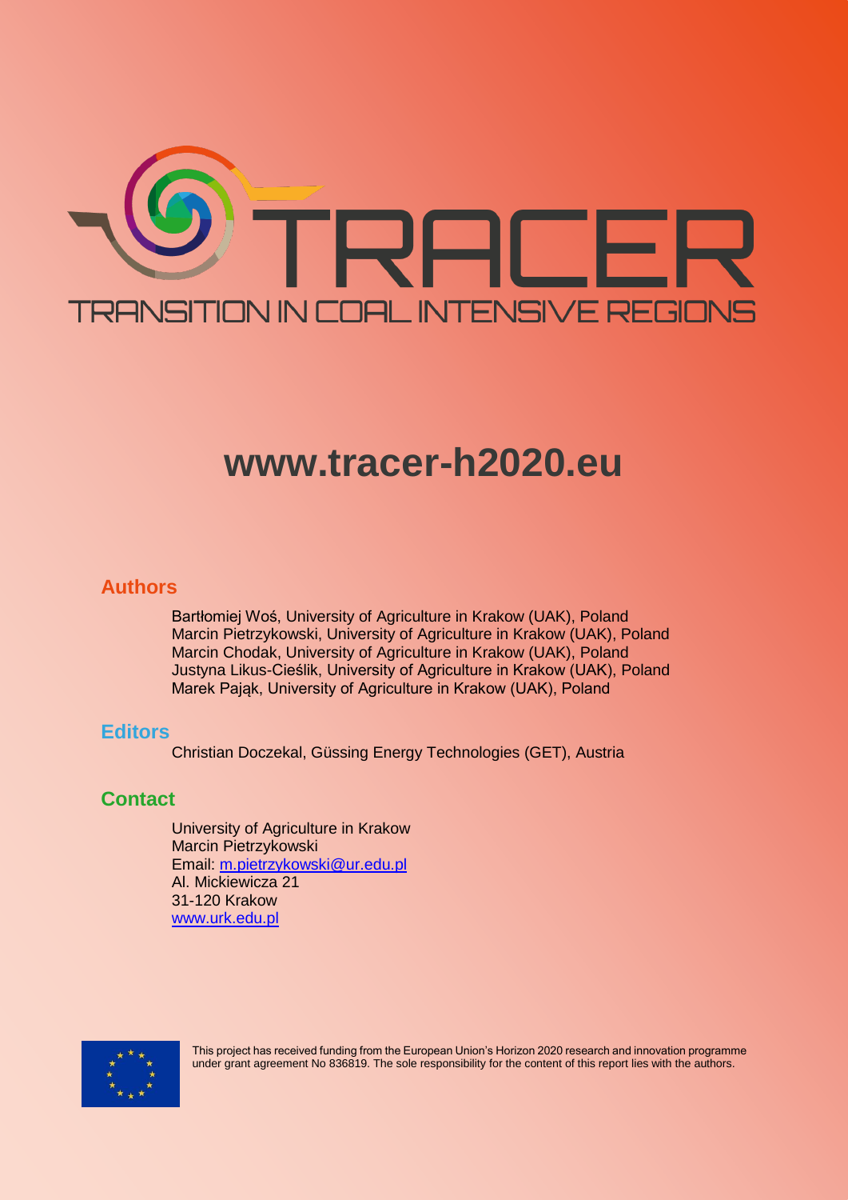TRACER

TRANSITION IN COAL INTENSIVE REGIONS

# www.tracer-h2020.eu

## Authors

Bartłomiej Woś, University of Agriculture in Krakow (UAK), Poland
Marcin Pietrzykowski, University of Agriculture in Krakow (UAK), Poland
Marcin Chodak, University of Agriculture in Krakow (UAK), Poland
Justyna Likus-Cieślik, University of Agriculture in Krakow (UAK), Poland
Marek Pająk, University of Agriculture in Krakow (UAK), Poland

## Editors

Christian Doczekal, Güssing Energy Technologies (GET), Austria

## Contact

University of Agriculture in Krakow
Marcin Pietrzykowski
Email: m.pietrzykowski@ur.edu.pl
Al. Mickiewicza 21
31-120 Krakow
www.urk.edu.pl

This project has received funding from the European Union's Horizon 2020 research and innovation programme under grant agreement No 836819. The sole responsibility for the content of this report lies with the authors.